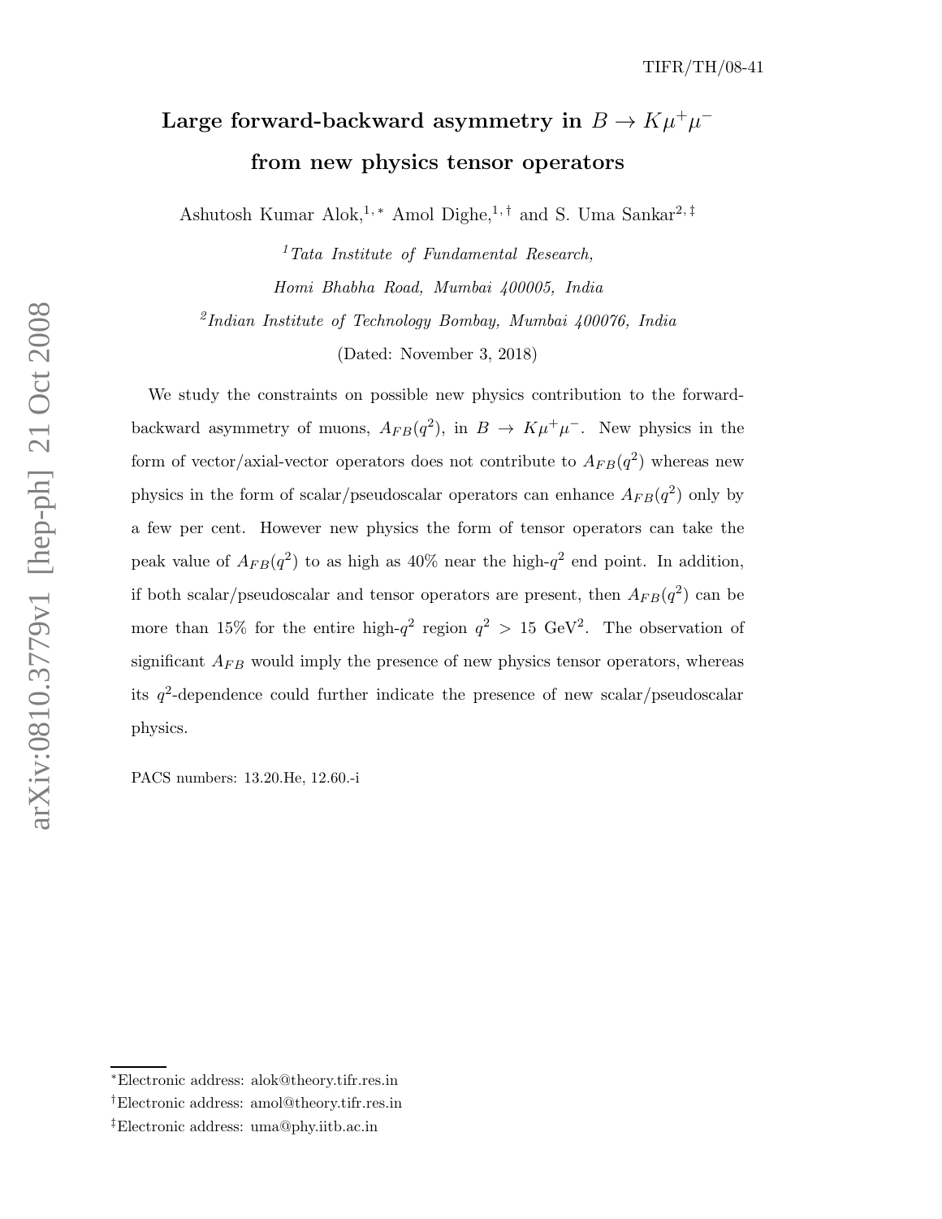TIFR/TH/08-41

# Large forward-backward asymmetry in $B \to K\mu^+\mu^-$ from new physics tensor operators

Ashutosh Kumar Alok,[1,*] Amol Dighe,[1,†] and S. Uma Sankar[2,‡]

[1] *Tata Institute of Fundamental Research, Homi Bhabha Road, Mumbai 400005, India*

[2] *Indian Institute of Technology Bombay, Mumbai 400076, India*

(Dated: November 3, 2018)

We study the constraints on possible new physics contribution to the forward-backward asymmetry of muons, $A_{FB}(q^2)$, in $B \to K\mu^+\mu^-$. New physics in the form of vector/axial-vector operators does not contribute to $A_{FB}(q^2)$ whereas new physics in the form of scalar/pseudoscalar operators can enhance $A_{FB}(q^2)$ only by a few per cent. However new physics the form of tensor operators can take the peak value of $A_{FB}(q^2)$ to as high as 40% near the high-$q^2$ end point. In addition, if both scalar/pseudoscalar and tensor operators are present, then $A_{FB}(q^2)$ can be more than 15% for the entire high-$q^2$ region $q^2 > 15$ GeV$^2$. The observation of significant $A_{FB}$ would imply the presence of new physics tensor operators, whereas its $q^2$-dependence could further indicate the presence of new scalar/pseudoscalar physics.

PACS numbers: 13.20.He, 12.60.-i

---

*Electronic address: alok@theory.tifr.res.in

†Electronic address: amol@theory.tifr.res.in

‡Electronic address: uma@phy.iitb.ac.in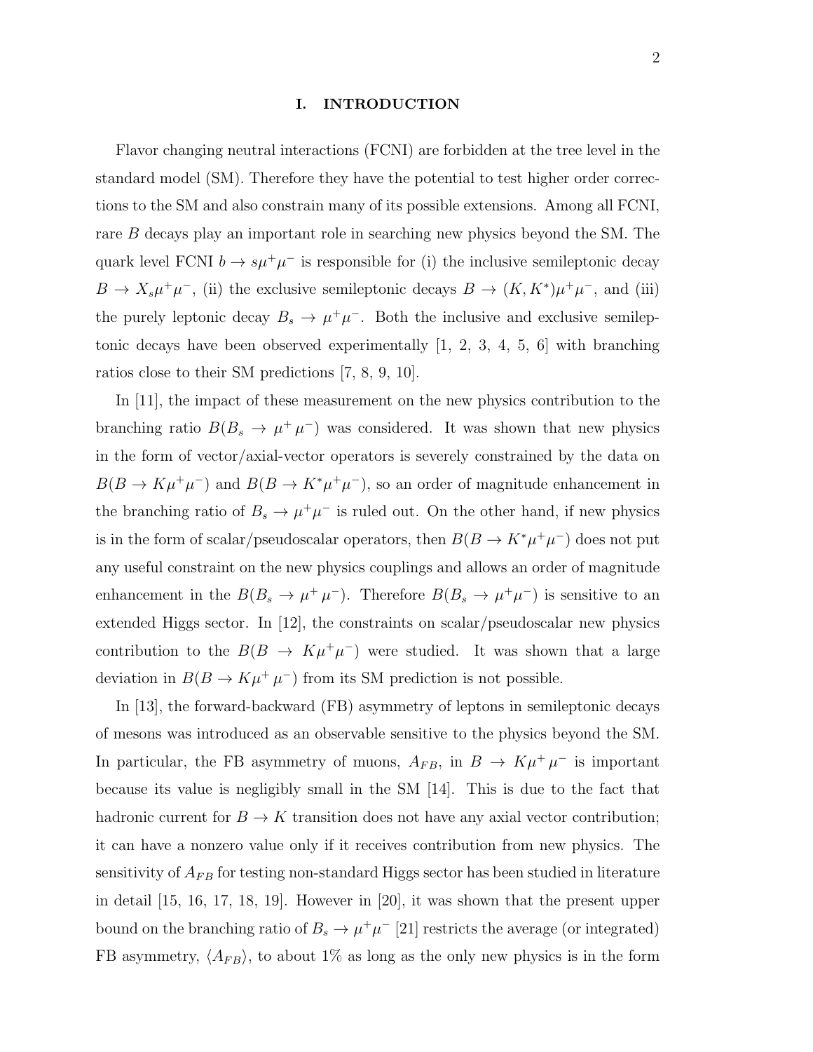## I. INTRODUCTION

Flavor changing neutral interactions (FCNI) are forbidden at the tree level in the standard model (SM). Therefore they have the potential to test higher order corrections to the SM and also constrain many of its possible extensions. Among all FCNI, rare $B$ decays play an important role in searching new physics beyond the SM. The quark level FCNI $b \to s\mu^+\mu^-$ is responsible for (i) the inclusive semileptonic decay $B \to X_s\mu^+\mu^-$, (ii) the exclusive semileptonic decays $B \to (K, K^*)\mu^+\mu^-$, and (iii) the purely leptonic decay $B_s \to \mu^+\mu^-$. Both the inclusive and exclusive semileptonic decays have been observed experimentally [1, 2, 3, 4, 5, 6] with branching ratios close to their SM predictions [7, 8, 9, 10].

In [11], the impact of these measurement on the new physics contribution to the branching ratio $B(B_s \to \mu^+\,\mu^-)$ was considered. It was shown that new physics in the form of vector/axial-vector operators is severely constrained by the data on $B(B \to K\mu^+\mu^-)$ and $B(B \to K^*\mu^+\mu^-)$, so an order of magnitude enhancement in the branching ratio of $B_s \to \mu^+\mu^-$ is ruled out. On the other hand, if new physics is in the form of scalar/pseudoscalar operators, then $B(B \to K^*\mu^+\mu^-)$ does not put any useful constraint on the new physics couplings and allows an order of magnitude enhancement in the $B(B_s \to \mu^+\,\mu^-)$. Therefore $B(B_s \to \mu^+\mu^-)$ is sensitive to an extended Higgs sector. In [12], the constraints on scalar/pseudoscalar new physics contribution to the $B(B \to K\mu^+\mu^-)$ were studied. It was shown that a large deviation in $B(B \to K\mu^+\,\mu^-)$ from its SM prediction is not possible.

In [13], the forward-backward (FB) asymmetry of leptons in semileptonic decays of mesons was introduced as an observable sensitive to the physics beyond the SM. In particular, the FB asymmetry of muons, $A_{FB}$, in $B \to K\mu^+\,\mu^-$ is important because its value is negligibly small in the SM [14]. This is due to the fact that hadronic current for $B \to K$ transition does not have any axial vector contribution; it can have a nonzero value only if it receives contribution from new physics. The sensitivity of $A_{FB}$ for testing non-standard Higgs sector has been studied in literature in detail [15, 16, 17, 18, 19]. However in [20], it was shown that the present upper bound on the branching ratio of $B_s \to \mu^+\mu^-$ [21] restricts the average (or integrated) FB asymmetry, $\langle A_{FB}\rangle$, to about 1% as long as the only new physics is in the form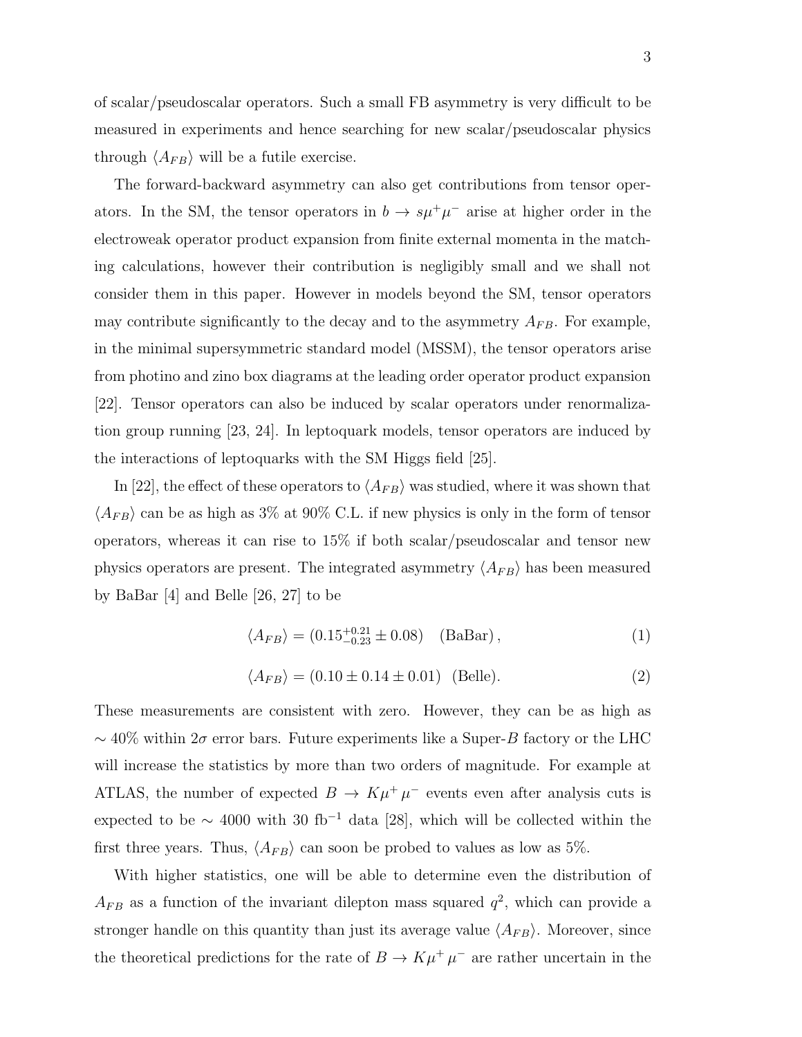of scalar/pseudoscalar operators. Such a small FB asymmetry is very difficult to be measured in experiments and hence searching for new scalar/pseudoscalar physics through $\langle A_{FB} \rangle$ will be a futile exercise.

The forward-backward asymmetry can also get contributions from tensor operators. In the SM, the tensor operators in $b \to s\mu^+\mu^-$ arise at higher order in the electroweak operator product expansion from finite external momenta in the matching calculations, however their contribution is negligibly small and we shall not consider them in this paper. However in models beyond the SM, tensor operators may contribute significantly to the decay and to the asymmetry $A_{FB}$. For example, in the minimal supersymmetric standard model (MSSM), the tensor operators arise from photino and zino box diagrams at the leading order operator product expansion [22]. Tensor operators can also be induced by scalar operators under renormalization group running [23, 24]. In leptoquark models, tensor operators are induced by the interactions of leptoquarks with the SM Higgs field [25].

In [22], the effect of these operators to $\langle A_{FB} \rangle$ was studied, where it was shown that $\langle A_{FB} \rangle$ can be as high as 3% at 90% C.L. if new physics is only in the form of tensor operators, whereas it can rise to 15% if both scalar/pseudoscalar and tensor new physics operators are present. The integrated asymmetry $\langle A_{FB} \rangle$ has been measured by BaBar [4] and Belle [26, 27] to be

$$\langle A_{FB} \rangle = (0.15^{+0.21}_{-0.23} \pm 0.08) \quad \text{(BaBar)}\,, \tag{1}$$

$$\langle A_{FB} \rangle = (0.10 \pm 0.14 \pm 0.01) \quad \text{(Belle)}. \tag{2}$$

These measurements are consistent with zero. However, they can be as high as $\sim 40\%$ within $2\sigma$ error bars. Future experiments like a Super-$B$ factory or the LHC will increase the statistics by more than two orders of magnitude. For example at ATLAS, the number of expected $B \to K\mu^+\mu^-$ events even after analysis cuts is expected to be $\sim 4000$ with 30 fb$^{-1}$ data [28], which will be collected within the first three years. Thus, $\langle A_{FB} \rangle$ can soon be probed to values as low as 5%.

With higher statistics, one will be able to determine even the distribution of $A_{FB}$ as a function of the invariant dilepton mass squared $q^2$, which can provide a stronger handle on this quantity than just its average value $\langle A_{FB} \rangle$. Moreover, since the theoretical predictions for the rate of $B \to K\mu^+\mu^-$ are rather uncertain in the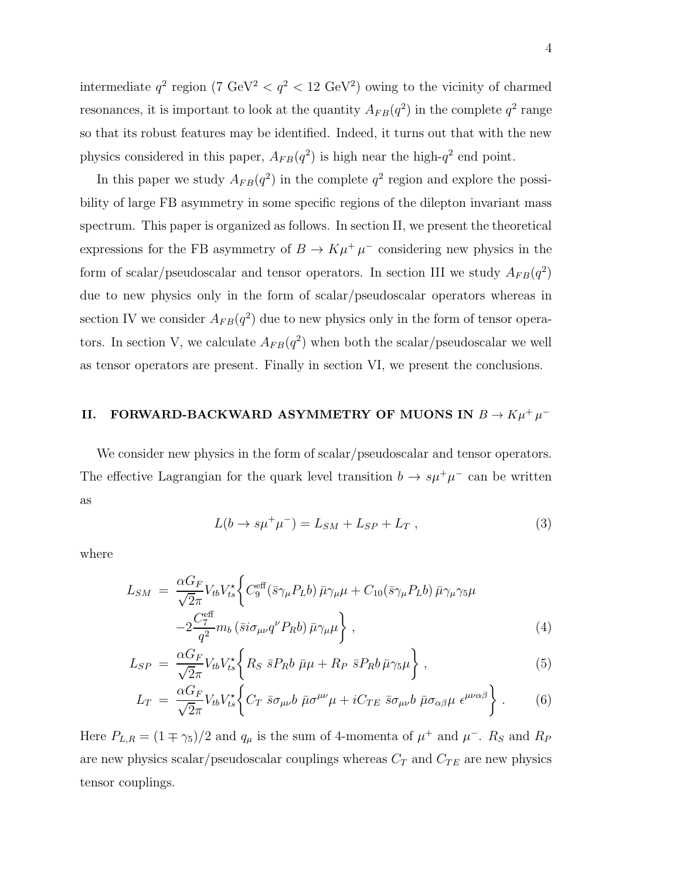intermediate $q^2$ region (7 GeV$^2$ < $q^2$ < 12 GeV$^2$) owing to the vicinity of charmed resonances, it is important to look at the quantity $A_{FB}(q^2)$ in the complete $q^2$ range so that its robust features may be identified. Indeed, it turns out that with the new physics considered in this paper, $A_{FB}(q^2)$ is high near the high-$q^2$ end point.

In this paper we study $A_{FB}(q^2)$ in the complete $q^2$ region and explore the possibility of large FB asymmetry in some specific regions of the dilepton invariant mass spectrum. This paper is organized as follows. In section II, we present the theoretical expressions for the FB asymmetry of $B \to K\mu^+\mu^-$ considering new physics in the form of scalar/pseudoscalar and tensor operators. In section III we study $A_{FB}(q^2)$ due to new physics only in the form of scalar/pseudoscalar operators whereas in section IV we consider $A_{FB}(q^2)$ due to new physics only in the form of tensor operators. In section V, we calculate $A_{FB}(q^2)$ when both the scalar/pseudoscalar we well as tensor operators are present. Finally in section VI, we present the conclusions.

## II. FORWARD-BACKWARD ASYMMETRY OF MUONS IN $B \to K\mu^+\mu^-$

We consider new physics in the form of scalar/pseudoscalar and tensor operators. The effective Lagrangian for the quark level transition $b \to s\mu^+\mu^-$ can be written as

$$L(b \to s\mu^+\mu^-) = L_{SM} + L_{SP} + L_T \,, \tag{3}$$

where

$$L_{SM} = \frac{\alpha G_F}{\sqrt{2}\pi} V_{tb}V_{ts}^\star \Bigg\{ C_9^{\rm eff} (\bar{s}\gamma_\mu P_L b)\, \bar{\mu}\gamma_\mu \mu + C_{10} (\bar{s}\gamma_\mu P_L b)\, \bar{\mu}\gamma_\mu\gamma_5 \mu - 2\frac{C_7^{\rm eff}}{q^2} m_b\, (\bar{s} i\sigma_{\mu\nu} q^\nu P_R b)\, \bar{\mu}\gamma_\mu \mu \Bigg\} \,, \tag{4}$$

$$L_{SP} = \frac{\alpha G_F}{\sqrt{2}\pi} V_{tb}V_{ts}^\star \Bigg\{ R_S\ \bar{s}P_R b\ \bar{\mu}\mu + R_P\ \bar{s}P_R b\, \bar{\mu}\gamma_5 \mu \Bigg\} \,, \tag{5}$$

$$L_T = \frac{\alpha G_F}{\sqrt{2}\pi} V_{tb}V_{ts}^\star \Bigg\{ C_T\ \bar{s}\sigma_{\mu\nu} b\ \bar{\mu}\sigma^{\mu\nu}\mu + iC_{TE}\ \bar{s}\sigma_{\mu\nu} b\ \bar{\mu}\sigma_{\alpha\beta}\mu\ \epsilon^{\mu\nu\alpha\beta} \Bigg\} \,. \tag{6}$$

Here $P_{L,R} = (1 \mp \gamma_5)/2$ and $q_\mu$ is the sum of 4-momenta of $\mu^+$ and $\mu^-$. $R_S$ and $R_P$ are new physics scalar/pseudoscalar couplings whereas $C_T$ and $C_{TE}$ are new physics tensor couplings.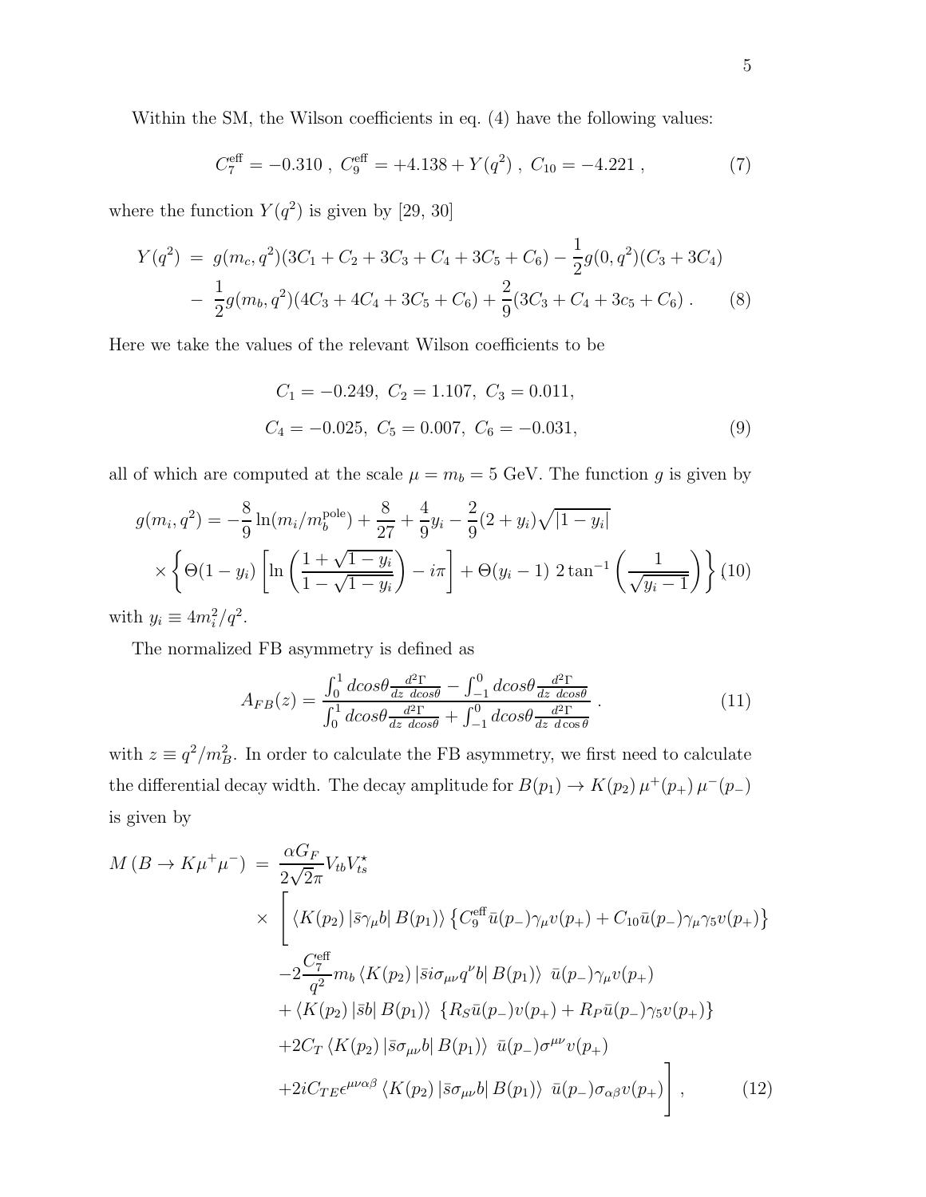Within the SM, the Wilson coefficients in eq. (4) have the following values:

$$C_7^{\rm eff} = -0.310 \ , \ C_9^{\rm eff} = +4.138 + Y(q^2) \ , \ C_{10} = -4.221 \ , \tag{7}$$

where the function $Y(q^2)$ is given by [29, 30]

$$\begin{aligned} Y(q^2) \ &= \ g(m_c, q^2)(3C_1 + C_2 + 3C_3 + C_4 + 3C_5 + C_6) - \frac{1}{2} g(0, q^2)(C_3 + 3C_4) \\ &- \ \frac{1}{2} g(m_b, q^2)(4C_3 + 4C_4 + 3C_5 + C_6) + \frac{2}{9}(3C_3 + C_4 + 3c_5 + C_6) \ . \end{aligned} \tag{8}$$

Here we take the values of the relevant Wilson coefficients to be

$$\begin{aligned} &C_1 = -0.249, \ C_2 = 1.107, \ C_3 = 0.011, \\ &C_4 = -0.025, \ C_5 = 0.007, \ C_6 = -0.031, \end{aligned} \tag{9}$$

all of which are computed at the scale $\mu = m_b = 5$ GeV. The function $g$ is given by

$$\begin{aligned} g(m_i, q^2) = &-\frac{8}{9}\ln(m_i/m_b^{\rm pole}) + \frac{8}{27} + \frac{4}{9} y_i - \frac{2}{9}(2 + y_i)\sqrt{|1 - y_i|} \\ &\times \left\{ \Theta(1 - y_i) \left[ \ln\left( \frac{1 + \sqrt{1 - y_i}}{1 - \sqrt{1 - y_i}} \right) - i\pi \right] + \Theta(y_i - 1) \ 2\tan^{-1}\left( \frac{1}{\sqrt{y_i - 1}} \right) \right\} \end{aligned} \tag{10}$$

with $y_i \equiv 4m_i^2/q^2$.

The normalized FB asymmetry is defined as

$$A_{FB}(z) = \frac{\int_0^1 dcos\theta \frac{d^2\Gamma}{dz \ dcos\theta} - \int_{-1}^0 dcos\theta \frac{d^2\Gamma}{dz \ dcos\theta}}{\int_0^1 dcos\theta \frac{d^2\Gamma}{dz \ dcos\theta} + \int_{-1}^0 dcos\theta \frac{d^2\Gamma}{dz \ d\cos\theta}} \ . \tag{11}$$

with $z \equiv q^2/m_B^2$. In order to calculate the FB asymmetry, we first need to calculate the differential decay width. The decay amplitude for $B(p_1) \to K(p_2)\,\mu^+(p_+)\,\mu^-(p_-)$ is given by

$$\begin{aligned} M\left(B \to K\mu^+\mu^-\right) \ = \ &\frac{\alpha G_F}{2\sqrt{2}\pi} V_{tb} V_{ts}^\star \\ \times \ &\Bigg[ \langle K(p_2) | \bar{s}\gamma_\mu b | B(p_1) \rangle \left\{ C_9^{\rm eff} \bar{u}(p_-)\gamma_\mu v(p_+) + C_{10} \bar{u}(p_-)\gamma_\mu\gamma_5 v(p_+) \right\} \\ &-2\frac{C_7^{\rm eff}}{q^2} m_b \langle K(p_2) | \bar{s} i\sigma_{\mu\nu} q^\nu b | B(p_1) \rangle \ \bar{u}(p_-)\gamma_\mu v(p_+) \\ &+ \langle K(p_2) | \bar{s} b | B(p_1) \rangle \ \left\{ R_S \bar{u}(p_-) v(p_+) + R_P \bar{u}(p_-)\gamma_5 v(p_+) \right\} \\ &+2C_T \langle K(p_2) | \bar{s}\sigma_{\mu\nu} b | B(p_1) \rangle \ \bar{u}(p_-)\sigma^{\mu\nu} v(p_+) \\ &+2iC_{TE}\epsilon^{\mu\nu\alpha\beta} \langle K(p_2) | \bar{s}\sigma_{\mu\nu} b | B(p_1) \rangle \ \bar{u}(p_-)\sigma_{\alpha\beta} v(p_+) \Bigg] \ , \end{aligned} \tag{12}$$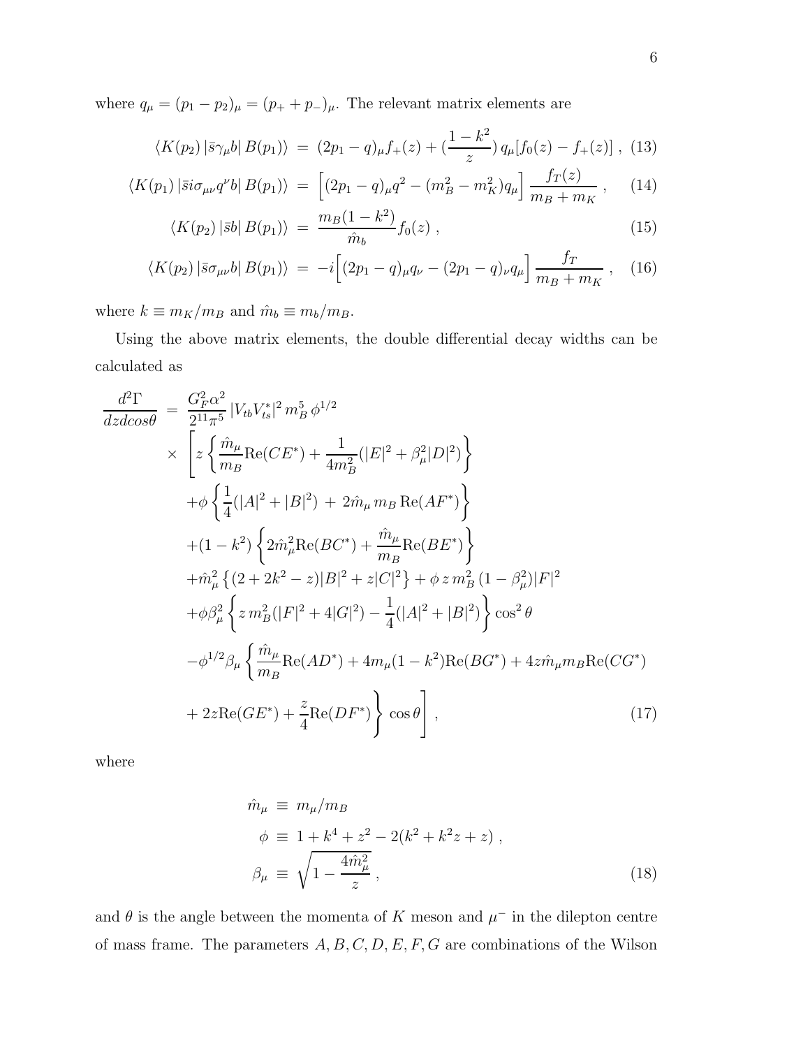where $q_\mu = (p_1 - p_2)_\mu = (p_+ + p_-)_\mu$. The relevant matrix elements are

$$\langle K(p_2)\,|\bar{s}\gamma_\mu b|\,B(p_1)\rangle \;=\; (2p_1-q)_\mu f_+(z) + (\frac{1-k^2}{z})\,q_\mu[f_0(z)-f_+(z)]\;, \quad (13)$$

$$\langle K(p_1)\,|\bar{s}i\sigma_{\mu\nu}q^\nu b|\,B(p_1)\rangle \;=\; \Big[(2p_1-q)_\mu q^2 - (m_B^2-m_K^2)q_\mu\Big]\,\frac{f_T(z)}{m_B+m_K}\;, \quad (14)$$

$$\langle K(p_2)\,|\bar{s}b|\,B(p_1)\rangle \;=\; \frac{m_B(1-k^2)}{\hat{m}_b}f_0(z)\;, \quad (15)$$

$$\langle K(p_2)\,|\bar{s}\sigma_{\mu\nu}b|\,B(p_1)\rangle \;=\; -i\Big[(2p_1-q)_\mu q_\nu - (2p_1-q)_\nu q_\mu\Big]\,\frac{f_T}{m_B+m_K}\;, \quad (16)$$

where $k \equiv m_K/m_B$ and $\hat{m}_b \equiv m_b/m_B$.

Using the above matrix elements, the double differential decay widths can be calculated as

$$
\begin{aligned}
\frac{d^2\Gamma}{dz dcos\theta} \;=\; & \frac{G_F^2\alpha^2}{2^{11}\pi^5}\,|V_{tb}V_{ts}^*|^2\,m_B^5\,\phi^{1/2} \\
\times & \Bigg[ z\left\{\frac{\hat{m}_\mu}{m_B}\mathrm{Re}(CE^*) + \frac{1}{4m_B^2}(|E|^2+\beta_\mu^2|D|^2)\right\} \\
& +\phi\left\{\frac{1}{4}(|A|^2+|B|^2) \;+\; 2\hat{m}_\mu\,m_B\,\mathrm{Re}(AF^*)\right\} \\
& +(1-k^2)\left\{2\hat{m}_\mu^2\mathrm{Re}(BC^*) + \frac{\hat{m}_\mu}{m_B}\mathrm{Re}(BE^*)\right\} \\
& +\hat{m}_\mu^2\left\{(2+2k^2-z)|B|^2 + z|C|^2\right\} + \phi\,z\,m_B^2\,(1-\beta_\mu^2)|F|^2 \\
& +\phi\beta_\mu^2\left\{z\,m_B^2(|F|^2+4|G|^2) - \frac{1}{4}(|A|^2+|B|^2)\right\}\cos^2\theta \\
& -\phi^{1/2}\beta_\mu\left\{\frac{\hat{m}_\mu}{m_B}\mathrm{Re}(AD^*) + 4m_\mu(1-k^2)\mathrm{Re}(BG^*) + 4z\hat{m}_\mu m_B\mathrm{Re}(CG^*)\right. \\
& \left. +\, 2z\mathrm{Re}(GE^*) + \frac{z}{4}\mathrm{Re}(DF^*)\right\}\cos\theta\Bigg]\;, \qquad (17)
\end{aligned}
$$

where

$$
\begin{aligned}
\hat{m}_\mu \;&\equiv\; m_\mu/m_B \\
\phi \;&\equiv\; 1+k^4+z^2-2(k^2+k^2z+z)\;, \\
\beta_\mu \;&\equiv\; \sqrt{1-\frac{4\hat{m}_\mu^2}{z}}\;, \qquad (18)
\end{aligned}
$$

and $\theta$ is the angle between the momenta of $K$ meson and $\mu^-$ in the dilepton centre of mass frame. The parameters $A, B, C, D, E, F, G$ are combinations of the Wilson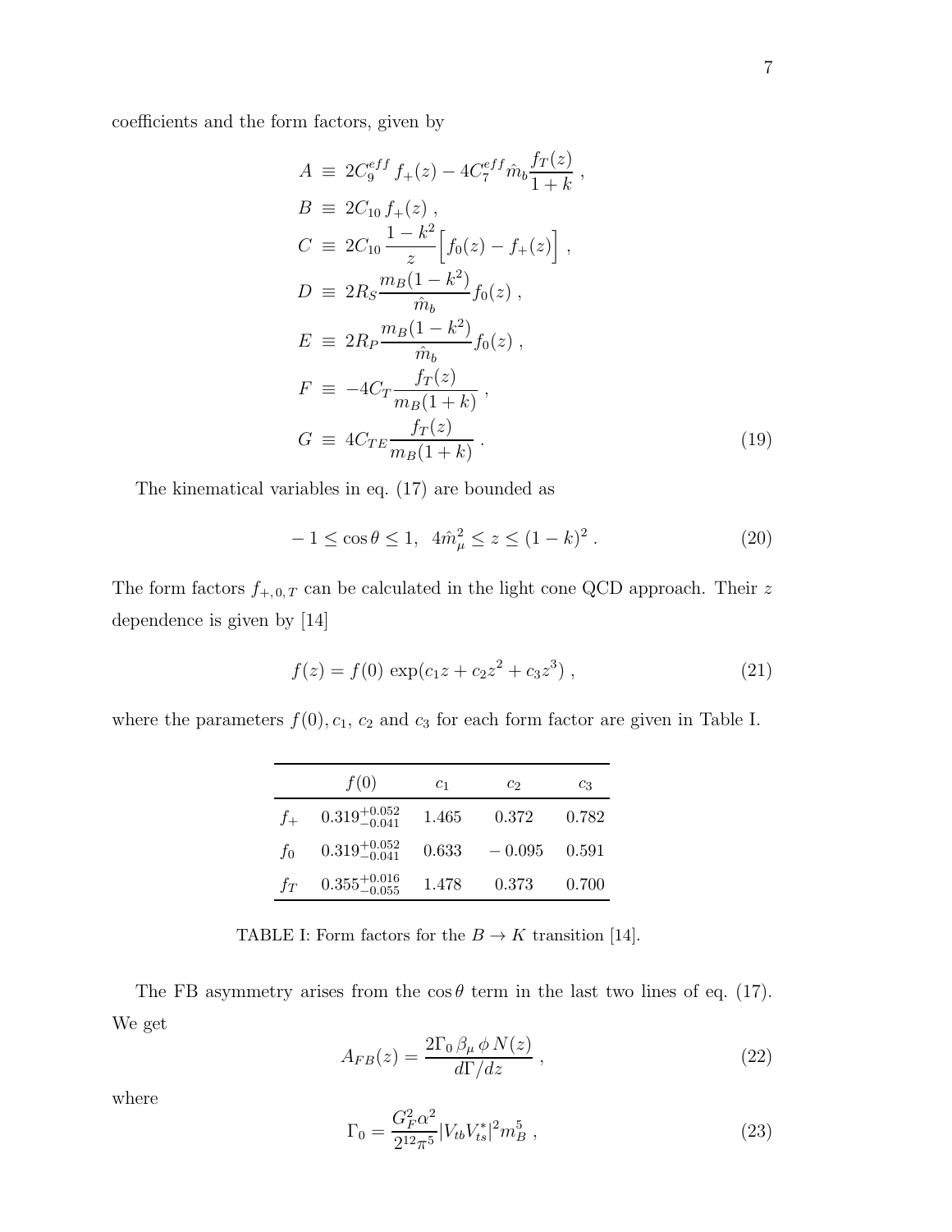coefficients and the form factors, given by

$$
\begin{aligned}
A &\equiv 2C_9^{eff} f_+(z) - 4C_7^{eff} \hat{m}_b \frac{f_T(z)}{1+k} , \\
B &\equiv 2C_{10} f_+(z) , \\
C &\equiv 2C_{10} \frac{1-k^2}{z} \Big[ f_0(z) - f_+(z) \Big] , \\
D &\equiv 2R_S \frac{m_B(1-k^2)}{\hat{m}_b} f_0(z) , \\
E &\equiv 2R_P \frac{m_B(1-k^2)}{\hat{m}_b} f_0(z) , \\
F &\equiv -4C_T \frac{f_T(z)}{m_B(1+k)} , \\
G &\equiv 4C_{TE} \frac{f_T(z)}{m_B(1+k)} .
\end{aligned}
\tag{19}
$$

The kinematical variables in eq. (17) are bounded as

$$
-1 \le \cos\theta \le 1, \quad 4\hat{m}_\mu^2 \le z \le (1-k)^2 . \tag{20}
$$

The form factors $f_{+,0,T}$ can be calculated in the light cone QCD approach. Their $z$ dependence is given by [14]

$$
f(z) = f(0) \, \exp(c_1 z + c_2 z^2 + c_3 z^3) , \tag{21}
$$

where the parameters $f(0), c_1$, $c_2$ and $c_3$ for each form factor are given in Table I.

| | $f(0)$ | $c_1$ | $c_2$ | $c_3$ |
|---|---|---|---|---|
| $f_+$ | $0.319^{+0.052}_{-0.041}$ | 1.465 | 0.372 | 0.782 |
| $f_0$ | $0.319^{+0.052}_{-0.041}$ | 0.633 | $-0.095$ | 0.591 |
| $f_T$ | $0.355^{+0.016}_{-0.055}$ | 1.478 | 0.373 | 0.700 |

TABLE I: Form factors for the $B \to K$ transition [14].

The FB asymmetry arises from the $\cos\theta$ term in the last two lines of eq. (17). We get

$$
A_{FB}(z) = \frac{2\Gamma_0 \, \beta_\mu \, \phi \, N(z)}{d\Gamma/dz} , \tag{22}
$$

where

$$
\Gamma_0 = \frac{G_F^2 \alpha^2}{2^{12}\pi^5} |V_{tb}V_{ts}^*|^2 m_B^5 , \tag{23}
$$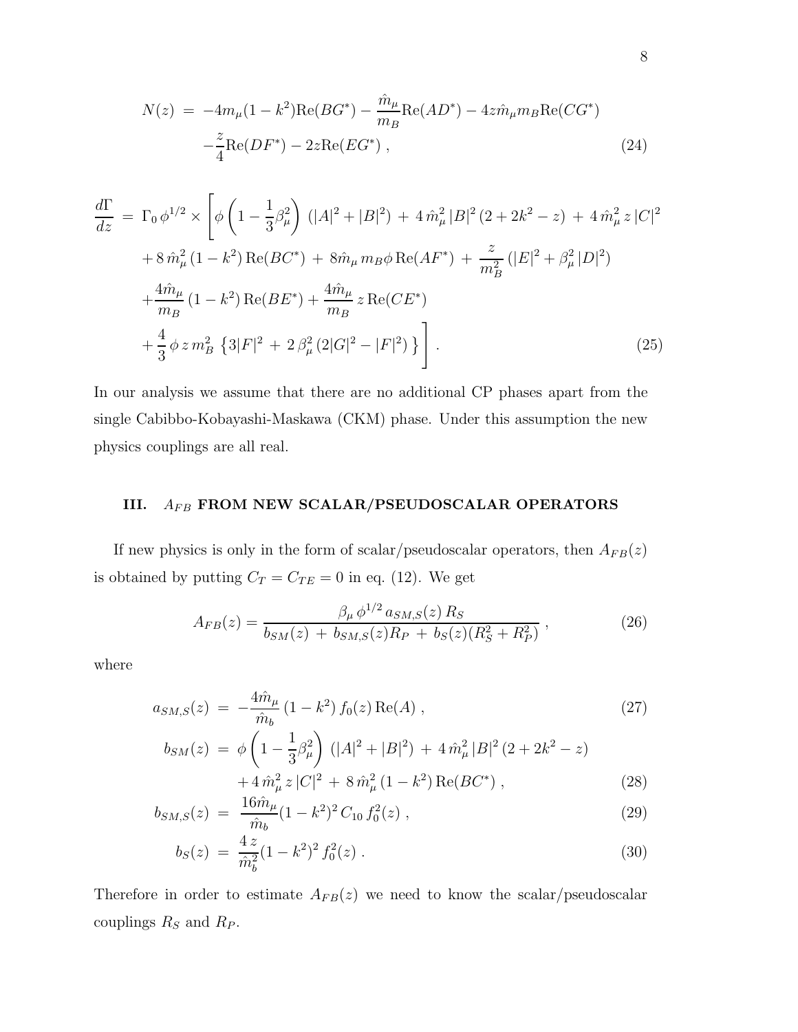$$
\begin{aligned}
N(z) \;=\; & -4m_\mu(1-k^2)\mathrm{Re}(BG^*) - \frac{\hat{m}_\mu}{m_B}\mathrm{Re}(AD^*) - 4z\hat{m}_\mu m_B \mathrm{Re}(CG^*) \\
& -\frac{z}{4}\mathrm{Re}(DF^*) - 2z\mathrm{Re}(EG^*) \,, \qquad (24)
\end{aligned}
$$

$$
\begin{aligned}
\frac{d\Gamma}{dz} \;=\; & \Gamma_0\, \phi^{1/2} \times \Bigg[ \phi\left(1-\frac{1}{3}\beta_\mu^2\right)\,(|A|^2+|B|^2) \,+\, 4\,\hat{m}_\mu^2\,|B|^2\,(2+2k^2-z) \,+\, 4\,\hat{m}_\mu^2\, z\,|C|^2 \\
& + 8\,\hat{m}_\mu^2\,(1-k^2)\,\mathrm{Re}(BC^*) \,+\, 8\hat{m}_\mu\, m_B \phi\,\mathrm{Re}(AF^*) \,+\, \frac{z}{m_B^2}\,(|E|^2+\beta_\mu^2\,|D|^2) \\
& + \frac{4\hat{m}_\mu}{m_B}\,(1-k^2)\,\mathrm{Re}(BE^*) + \frac{4\hat{m}_\mu}{m_B}\, z\,\mathrm{Re}(CE^*) \\
& + \frac{4}{3}\,\phi\, z\, m_B^2\,\left\{3|F|^2 \,+\, 2\,\beta_\mu^2\,(2|G|^2-|F|^2)\,\right\} \Bigg] \,. \qquad (25)
\end{aligned}
$$

In our analysis we assume that there are no additional CP phases apart from the single Cabibbo-Kobayashi-Maskawa (CKM) phase. Under this assumption the new physics couplings are all real.

## III. $A_{FB}$ FROM NEW SCALAR/PSEUDOSCALAR OPERATORS

If new physics is only in the form of scalar/pseudoscalar operators, then $A_{FB}(z)$ is obtained by putting $C_T = C_{TE} = 0$ in eq. (12). We get

$$
A_{FB}(z) = \frac{\beta_\mu\, \phi^{1/2}\, a_{SM,S}(z)\, R_S}{b_{SM}(z) \,+\, b_{SM,S}(z) R_P \,+\, b_S(z)(R_S^2+R_P^2)} \,, \qquad (26)
$$

where

$$
\begin{aligned}
a_{SM,S}(z) \;=\; & -\frac{4\hat{m}_\mu}{\hat{m}_b}\,(1-k^2)\, f_0(z)\,\mathrm{Re}(A) \,, \qquad (27) \\
b_{SM}(z) \;=\; & \phi\left(1-\frac{1}{3}\beta_\mu^2\right)\,(|A|^2+|B|^2) \,+\, 4\,\hat{m}_\mu^2\,|B|^2\,(2+2k^2-z) \\
& + 4\,\hat{m}_\mu^2\, z\,|C|^2 \,+\, 8\,\hat{m}_\mu^2\,(1-k^2)\,\mathrm{Re}(BC^*) \,, \qquad (28) \\
b_{SM,S}(z) \;=\; & \frac{16\hat{m}_\mu}{\hat{m}_b}(1-k^2)^2\, C_{10}\, f_0^2(z) \,, \qquad (29) \\
b_S(z) \;=\; & \frac{4\,z}{\hat{m}_b^2}(1-k^2)^2\, f_0^2(z) \,. \qquad (30)
\end{aligned}
$$

Therefore in order to estimate $A_{FB}(z)$ we need to know the scalar/pseudoscalar couplings $R_S$ and $R_P$.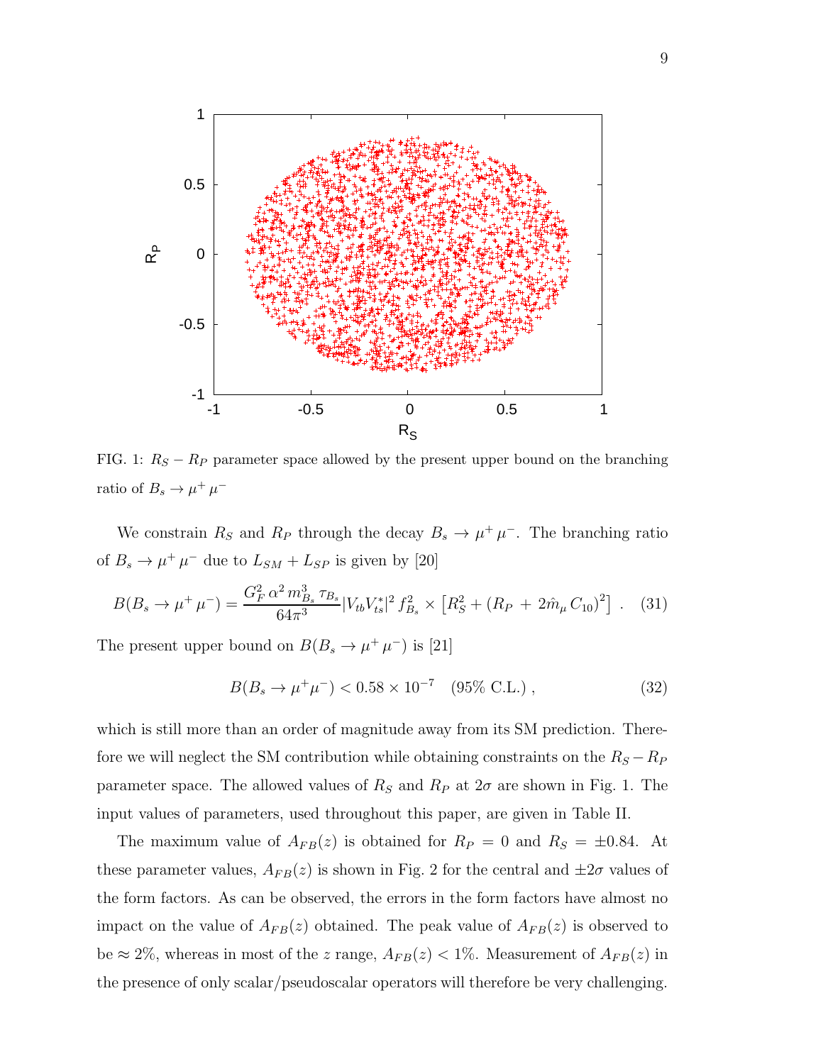FIG. 1: $R_S - R_P$ parameter space allowed by the present upper bound on the branching ratio of $B_s \to \mu^+ \mu^-$

We constrain $R_S$ and $R_P$ through the decay $B_s \to \mu^+ \mu^-$. The branching ratio of $B_s \to \mu^+ \mu^-$ due to $L_{SM} + L_{SP}$ is given by [20]

$$B(B_s \to \mu^+ \mu^-) = \frac{G_F^2 \, \alpha^2 \, m_{B_s}^3 \, \tau_{B_s}}{64\pi^3} |V_{tb} V_{ts}^*|^2 \, f_{B_s}^2 \times \left[ R_S^2 + (R_P \, + \, 2\hat{m}_\mu \, C_{10})^2 \right] \; . \quad (31)$$

The present upper bound on $B(B_s \to \mu^+ \mu^-)$ is [21]

$$B(B_s \to \mu^+ \mu^-) < 0.58 \times 10^{-7} \quad (95\% \text{ C.L.}) \, , \quad (32)$$

which is still more than an order of magnitude away from its SM prediction. Therefore we will neglect the SM contribution while obtaining constraints on the $R_S - R_P$ parameter space. The allowed values of $R_S$ and $R_P$ at $2\sigma$ are shown in Fig. 1. The input values of parameters, used throughout this paper, are given in Table II.

The maximum value of $A_{FB}(z)$ is obtained for $R_P = 0$ and $R_S = \pm 0.84$. At these parameter values, $A_{FB}(z)$ is shown in Fig. 2 for the central and $\pm 2\sigma$ values of the form factors. As can be observed, the errors in the form factors have almost no impact on the value of $A_{FB}(z)$ obtained. The peak value of $A_{FB}(z)$ is observed to be $\approx 2\%$, whereas in most of the $z$ range, $A_{FB}(z) < 1\%$. Measurement of $A_{FB}(z)$ in the presence of only scalar/pseudoscalar operators will therefore be very challenging.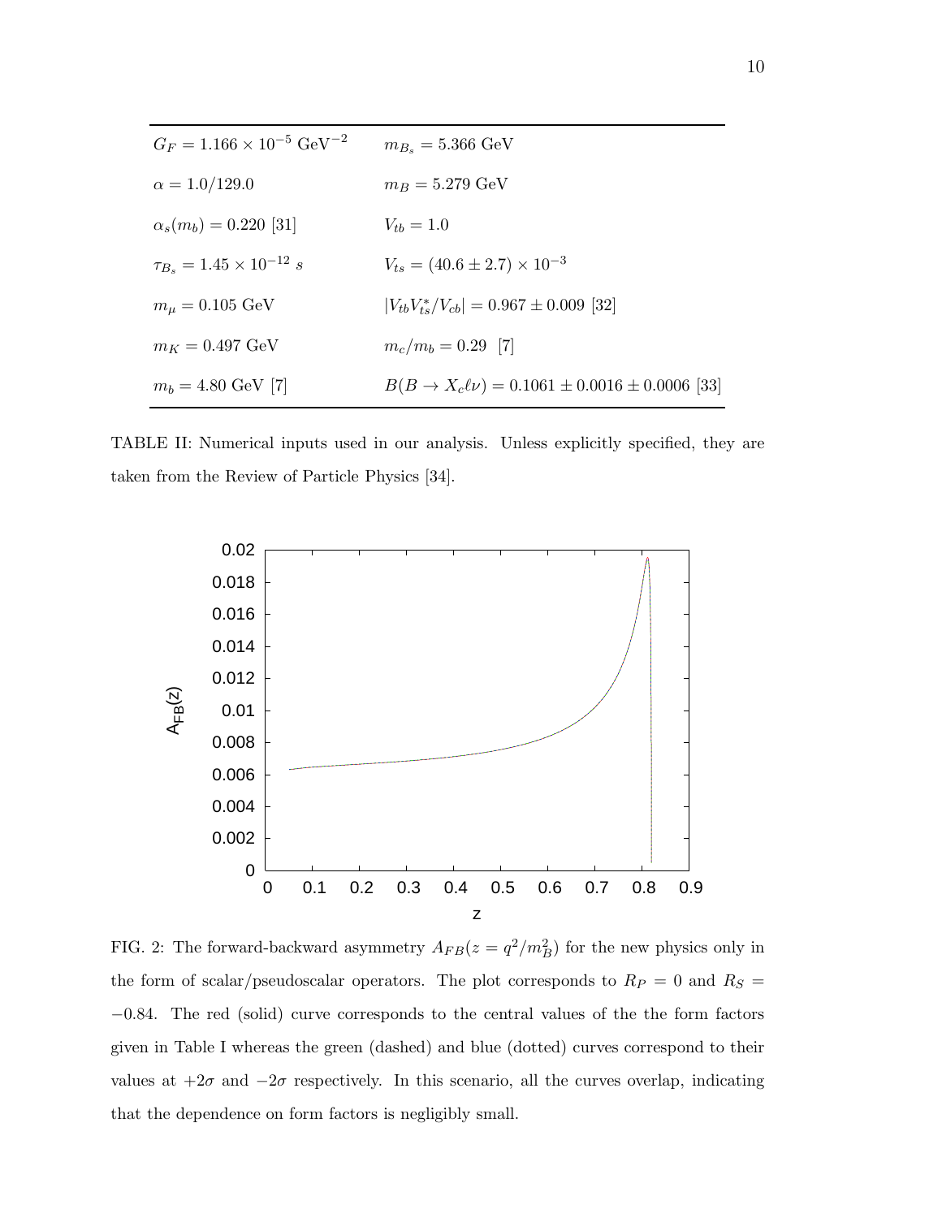| | |
|---|---|
| $G_F = 1.166 \times 10^{-5}$ GeV$^{-2}$ | $m_{B_s} = 5.366$ GeV |
| $\alpha = 1.0/129.0$ | $m_B = 5.279$ GeV |
| $\alpha_s(m_b) = 0.220$ [31] | $V_{tb} = 1.0$ |
| $\tau_{B_s} = 1.45 \times 10^{-12}$ $s$ | $V_{ts} = (40.6 \pm 2.7) \times 10^{-3}$ |
| $m_\mu = 0.105$ GeV | $\lvert V_{tb}V_{ts}^*/V_{cb}\rvert = 0.967 \pm 0.009$ [32] |
| $m_K = 0.497$ GeV | $m_c/m_b = 0.29$ [7] |
| $m_b = 4.80$ GeV [7] | $B(B \to X_c \ell \nu) = 0.1061 \pm 0.0016 \pm 0.0006$ [33] |

TABLE II: Numerical inputs used in our analysis. Unless explicitly specified, they are taken from the Review of Particle Physics [34].

FIG. 2: The forward-backward asymmetry $A_{FB}(z = q^2/m_B^2)$ for the new physics only in the form of scalar/pseudoscalar operators. The plot corresponds to $R_P = 0$ and $R_S = -0.84$. The red (solid) curve corresponds to the central values of the the form factors given in Table I whereas the green (dashed) and blue (dotted) curves correspond to their values at $+2\sigma$ and $-2\sigma$ respectively. In this scenario, all the curves overlap, indicating that the dependence on form factors is negligibly small.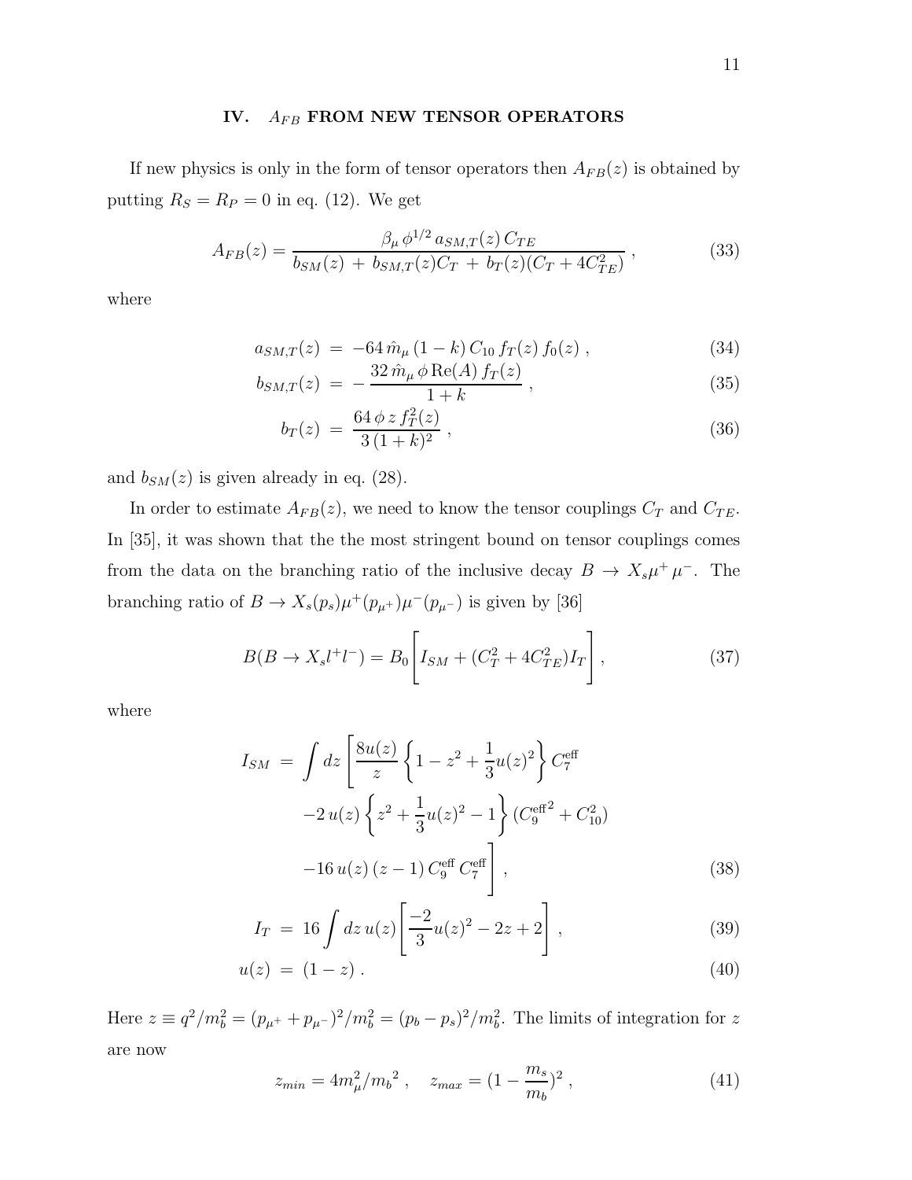## IV. $A_{FB}$ FROM NEW TENSOR OPERATORS

If new physics is only in the form of tensor operators then $A_{FB}(z)$ is obtained by putting $R_S = R_P = 0$ in eq. (12). We get

$$A_{FB}(z) = \frac{\beta_\mu \, \phi^{1/2} \, a_{SM,T}(z) \, C_{TE}}{b_{SM}(z) \, + \, b_{SM,T}(z) C_T \, + \, b_T(z)(C_T + 4C_{TE}^2)} \, , \tag{33}$$

where

$$a_{SM,T}(z) \, = \, -64 \, \hat{m}_\mu \, (1-k) \, C_{10} \, f_T(z) \, f_0(z) \, , \tag{34}$$

$$b_{SM,T}(z) \, = \, -\frac{32 \, \hat{m}_\mu \, \phi \, \mathrm{Re}(A) \, f_T(z)}{1+k} \, , \tag{35}$$

$$b_T(z) \, = \, \frac{64 \, \phi \, z \, f_T^2(z)}{3 \, (1+k)^2} \, , \tag{36}$$

and $b_{SM}(z)$ is given already in eq. (28).

In order to estimate $A_{FB}(z)$, we need to know the tensor couplings $C_T$ and $C_{TE}$. In [35], it was shown that the the most stringent bound on tensor couplings comes from the data on the branching ratio of the inclusive decay $B \to X_s \mu^+ \mu^-$. The branching ratio of $B \to X_s(p_s)\mu^+(p_{\mu^+})\mu^-(p_{\mu^-})$ is given by [36]

$$B(B \to X_s l^+ l^-) = B_0 \Bigg[ I_{SM} + (C_T^2 + 4C_{TE}^2) I_T \Bigg] \, , \tag{37}$$

where

$$\begin{aligned} I_{SM} \, = \, & \int dz \Bigg[ \frac{8u(z)}{z} \left\{ 1 - z^2 + \frac{1}{3} u(z)^2 \right\} C_7^{\mathrm{eff}} \\ & -2 \, u(z) \left\{ z^2 + \frac{1}{3} u(z)^2 - 1 \right\} ({C_9^{\mathrm{eff}}}^2 + C_{10}^2) \\ & -16 \, u(z) \, (z-1) \, C_9^{\mathrm{eff}} \, C_7^{\mathrm{eff}} \Bigg] \, , \end{aligned} \tag{38}$$

$$I_T \, = \, 16 \int dz \, u(z) \Bigg[ \frac{-2}{3} u(z)^2 - 2z + 2 \Bigg] \, , \tag{39}$$

$$u(z) \, = \, (1-z) \, . \tag{40}$$

Here $z \equiv q^2/m_b^2 = (p_{\mu^+} + p_{\mu^-})^2/m_b^2 = (p_b - p_s)^2/m_b^2$. The limits of integration for $z$ are now

$$z_{min} = 4m_\mu^2/{m_b}^2 \, , \quad z_{max} = (1 - \frac{m_s}{m_b})^2 \, , \tag{41}$$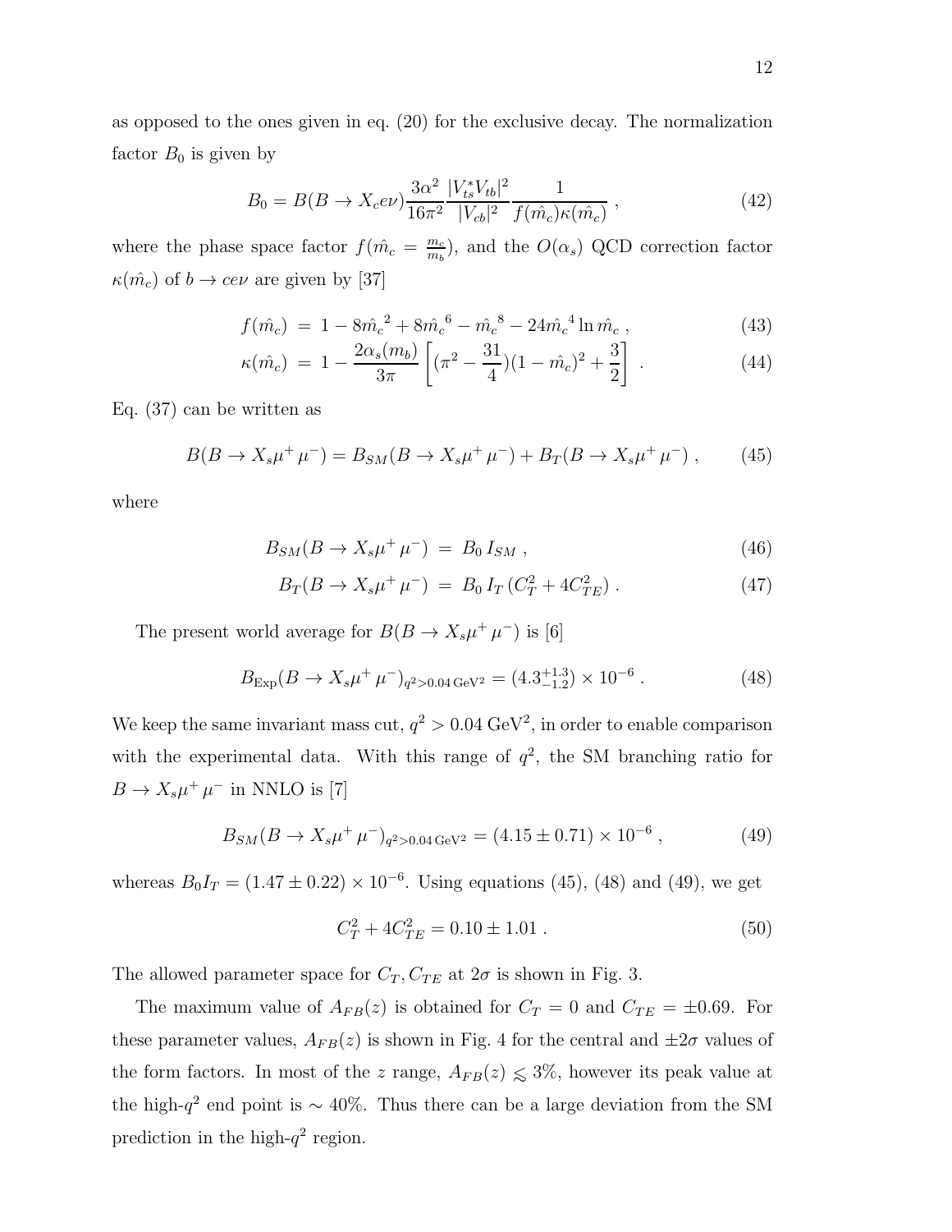as opposed to the ones given in eq. (20) for the exclusive decay. The normalization factor $B_0$ is given by

$$B_0 = B(B \to X_c e\nu) \frac{3\alpha^2}{16\pi^2} \frac{|V_{ts}^* V_{tb}|^2}{|V_{cb}|^2} \frac{1}{f(\hat{m_c})\kappa(\hat{m_c})} , \tag{42}$$

where the phase space factor $f(\hat{m_c} = \frac{m_c}{m_b})$, and the $O(\alpha_s)$ QCD correction factor $\kappa(\hat{m_c})$ of $b \to c e\nu$ are given by [37]

$$f(\hat{m_c}) = 1 - 8\hat{m_c}^2 + 8\hat{m_c}^6 - \hat{m_c}^8 - 24\hat{m_c}^4 \ln \hat{m_c} , \tag{43}$$

$$\kappa(\hat{m_c}) = 1 - \frac{2\alpha_s(m_b)}{3\pi} \left[ (\pi^2 - \frac{31}{4})(1 - \hat{m_c})^2 + \frac{3}{2} \right] . \tag{44}$$

Eq. (37) can be written as

$$B(B \to X_s \mu^+ \mu^-) = B_{SM}(B \to X_s \mu^+ \mu^-) + B_T(B \to X_s \mu^+ \mu^-) , \tag{45}$$

where

$$B_{SM}(B \to X_s \mu^+ \mu^-) = B_0 \, I_{SM} , \tag{46}$$

$$B_T(B \to X_s \mu^+ \mu^-) = B_0 \, I_T \, (C_T^2 + 4C_{TE}^2) . \tag{47}$$

The present world average for $B(B \to X_s \mu^+ \mu^-)$ is [6]

$$B_{\rm Exp}(B \to X_s \mu^+ \mu^-)_{q^2 > 0.04\,{\rm GeV}^2} = (4.3^{+1.3}_{-1.2}) \times 10^{-6} . \tag{48}$$

We keep the same invariant mass cut, $q^2 > 0.04\,{\rm GeV}^2$, in order to enable comparison with the experimental data. With this range of $q^2$, the SM branching ratio for $B \to X_s \mu^+ \mu^-$ in NNLO is [7]

$$B_{SM}(B \to X_s \mu^+ \mu^-)_{q^2 > 0.04\,{\rm GeV}^2} = (4.15 \pm 0.71) \times 10^{-6} , \tag{49}$$

whereas $B_0 I_T = (1.47 \pm 0.22) \times 10^{-6}$. Using equations (45), (48) and (49), we get

$$C_T^2 + 4C_{TE}^2 = 0.10 \pm 1.01 . \tag{50}$$

The allowed parameter space for $C_T, C_{TE}$ at $2\sigma$ is shown in Fig. 3.

The maximum value of $A_{FB}(z)$ is obtained for $C_T = 0$ and $C_{TE} = \pm 0.69$. For these parameter values, $A_{FB}(z)$ is shown in Fig. 4 for the central and $\pm 2\sigma$ values of the form factors. In most of the $z$ range, $A_{FB}(z) \lesssim 3\%$, however its peak value at the high-$q^2$ end point is $\sim 40\%$. Thus there can be a large deviation from the SM prediction in the high-$q^2$ region.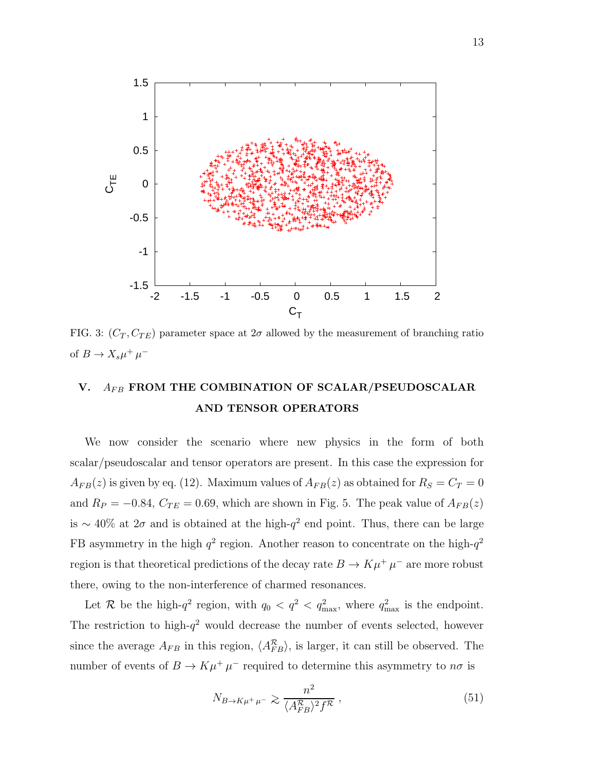FIG. 3: $(C_T, C_{TE})$ parameter space at $2\sigma$ allowed by the measurement of branching ratio of $B \to X_s \mu^+ \mu^-$

## V. $A_{FB}$ FROM THE COMBINATION OF SCALAR/PSEUDOSCALAR AND TENSOR OPERATORS

We now consider the scenario where new physics in the form of both scalar/pseudoscalar and tensor operators are present. In this case the expression for $A_{FB}(z)$ is given by eq. (12). Maximum values of $A_{FB}(z)$ as obtained for $R_S = C_T = 0$ and $R_P = -0.84$, $C_{TE} = 0.69$, which are shown in Fig. 5. The peak value of $A_{FB}(z)$ is $\sim 40\%$ at $2\sigma$ and is obtained at the high-$q^2$ end point. Thus, there can be large FB asymmetry in the high $q^2$ region. Another reason to concentrate on the high-$q^2$ region is that theoretical predictions of the decay rate $B \to K \mu^+ \mu^-$ are more robust there, owing to the non-interference of charmed resonances.

Let $\mathcal{R}$ be the high-$q^2$ region, with $q_0 < q^2 < q^2_{\rm max}$, where $q^2_{\rm max}$ is the endpoint. The restriction to high-$q^2$ would decrease the number of events selected, however since the average $A_{FB}$ in this region, $\langle A^{\mathcal{R}}_{FB} \rangle$, is larger, it can still be observed. The number of events of $B \to K \mu^+ \mu^-$ required to determine this asymmetry to $n\sigma$ is

$$N_{B \to K \mu^+ \mu^-} \gtrsim \frac{n^2}{\langle A^{\mathcal{R}}_{FB} \rangle^2 f^{\mathcal{R}}} \,, \tag{51}$$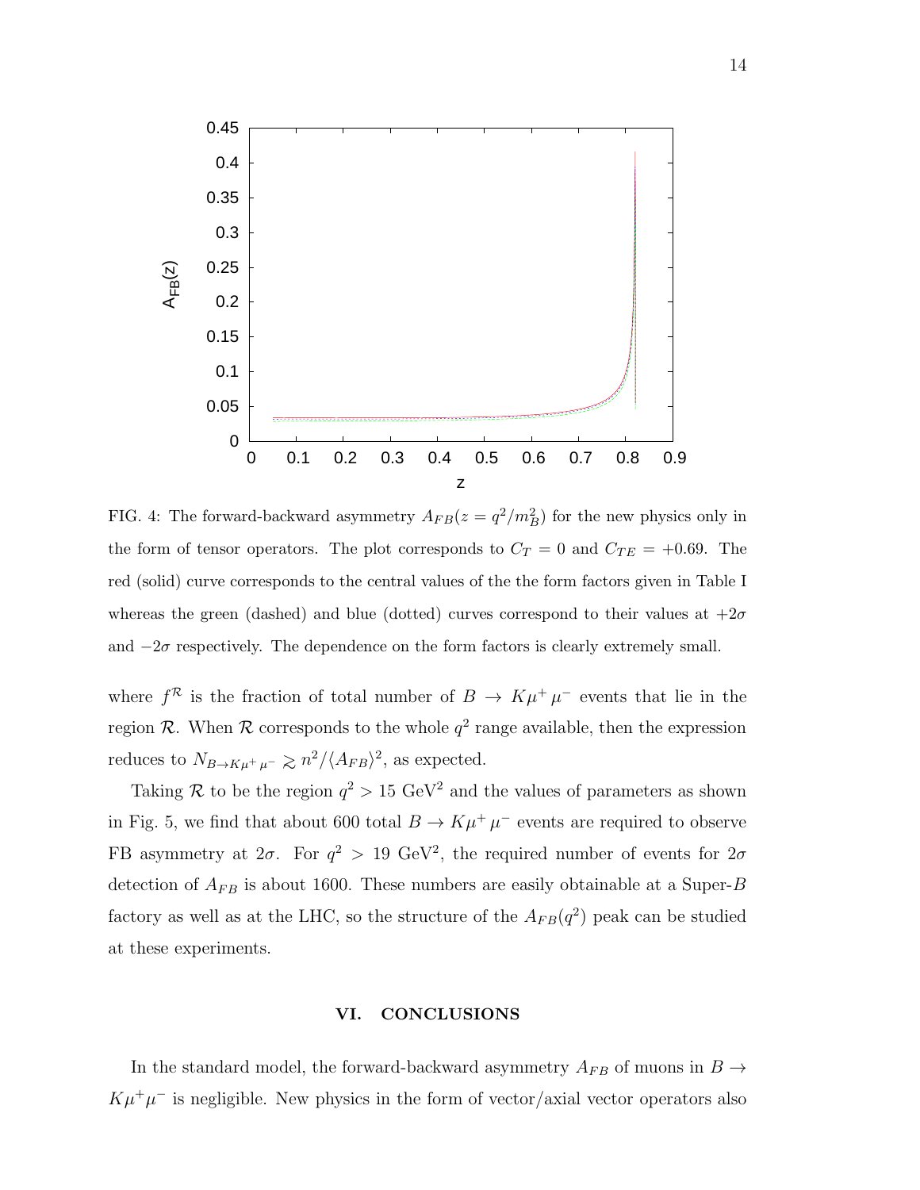FIG. 4: The forward-backward asymmetry $A_{FB}(z = q^2/m_B^2)$ for the new physics only in the form of tensor operators. The plot corresponds to $C_T = 0$ and $C_{TE} = +0.69$. The red (solid) curve corresponds to the central values of the the form factors given in Table I whereas the green (dashed) and blue (dotted) curves correspond to their values at $+2\sigma$ and $-2\sigma$ respectively. The dependence on the form factors is clearly extremely small.

where $f^{\mathcal{R}}$ is the fraction of total number of $B \to K\mu^+\mu^-$ events that lie in the region $\mathcal{R}$. When $\mathcal{R}$ corresponds to the whole $q^2$ range available, then the expression reduces to $N_{B\to K\mu^+\mu^-} \gtrsim n^2/\langle A_{FB}\rangle^2$, as expected.

Taking $\mathcal{R}$ to be the region $q^2 > 15$ GeV$^2$ and the values of parameters as shown in Fig. 5, we find that about 600 total $B \to K\mu^+\mu^-$ events are required to observe FB asymmetry at $2\sigma$. For $q^2 > 19$ GeV$^2$, the required number of events for $2\sigma$ detection of $A_{FB}$ is about 1600. These numbers are easily obtainable at a Super-$B$ factory as well as at the LHC, so the structure of the $A_{FB}(q^2)$ peak can be studied at these experiments.

## VI. CONCLUSIONS

In the standard model, the forward-backward asymmetry $A_{FB}$ of muons in $B \to K\mu^+\mu^-$ is negligible. New physics in the form of vector/axial vector operators also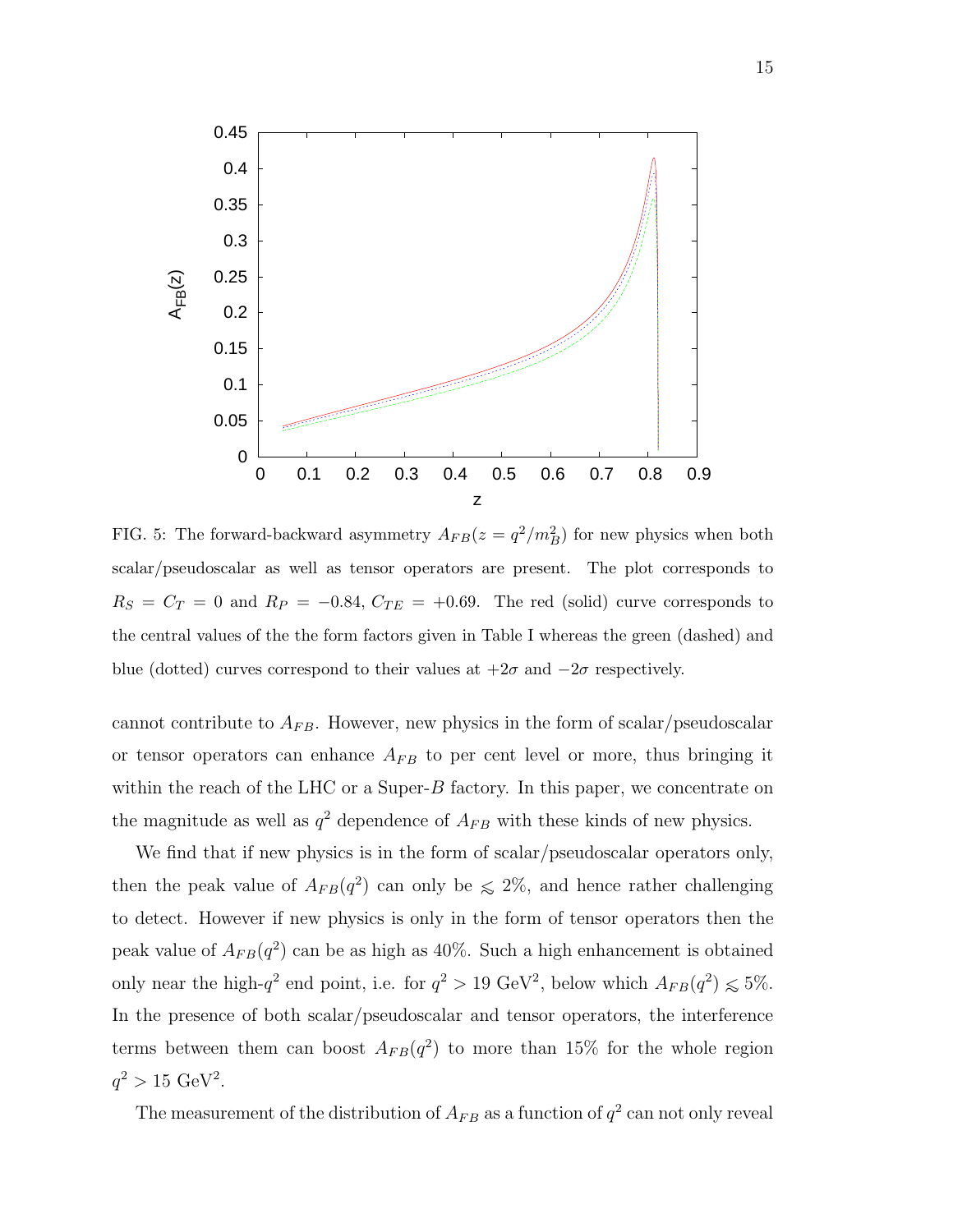FIG. 5: The forward-backward asymmetry $A_{FB}(z = q^2/m_B^2)$ for new physics when both scalar/pseudoscalar as well as tensor operators are present. The plot corresponds to $R_S = C_T = 0$ and $R_P = -0.84$, $C_{TE} = +0.69$. The red (solid) curve corresponds to the central values of the the form factors given in Table I whereas the green (dashed) and blue (dotted) curves correspond to their values at $+2\sigma$ and $-2\sigma$ respectively.

cannot contribute to $A_{FB}$. However, new physics in the form of scalar/pseudoscalar or tensor operators can enhance $A_{FB}$ to per cent level or more, thus bringing it within the reach of the LHC or a Super-$B$ factory. In this paper, we concentrate on the magnitude as well as $q^2$ dependence of $A_{FB}$ with these kinds of new physics.

We find that if new physics is in the form of scalar/pseudoscalar operators only, then the peak value of $A_{FB}(q^2)$ can only be $\lesssim 2\%$, and hence rather challenging to detect. However if new physics is only in the form of tensor operators then the peak value of $A_{FB}(q^2)$ can be as high as 40%. Such a high enhancement is obtained only near the high-$q^2$ end point, i.e. for $q^2 > 19$ GeV$^2$, below which $A_{FB}(q^2) \lesssim 5\%$. In the presence of both scalar/pseudoscalar and tensor operators, the interference terms between them can boost $A_{FB}(q^2)$ to more than 15% for the whole region $q^2 > 15$ GeV$^2$.

The measurement of the distribution of $A_{FB}$ as a function of $q^2$ can not only reveal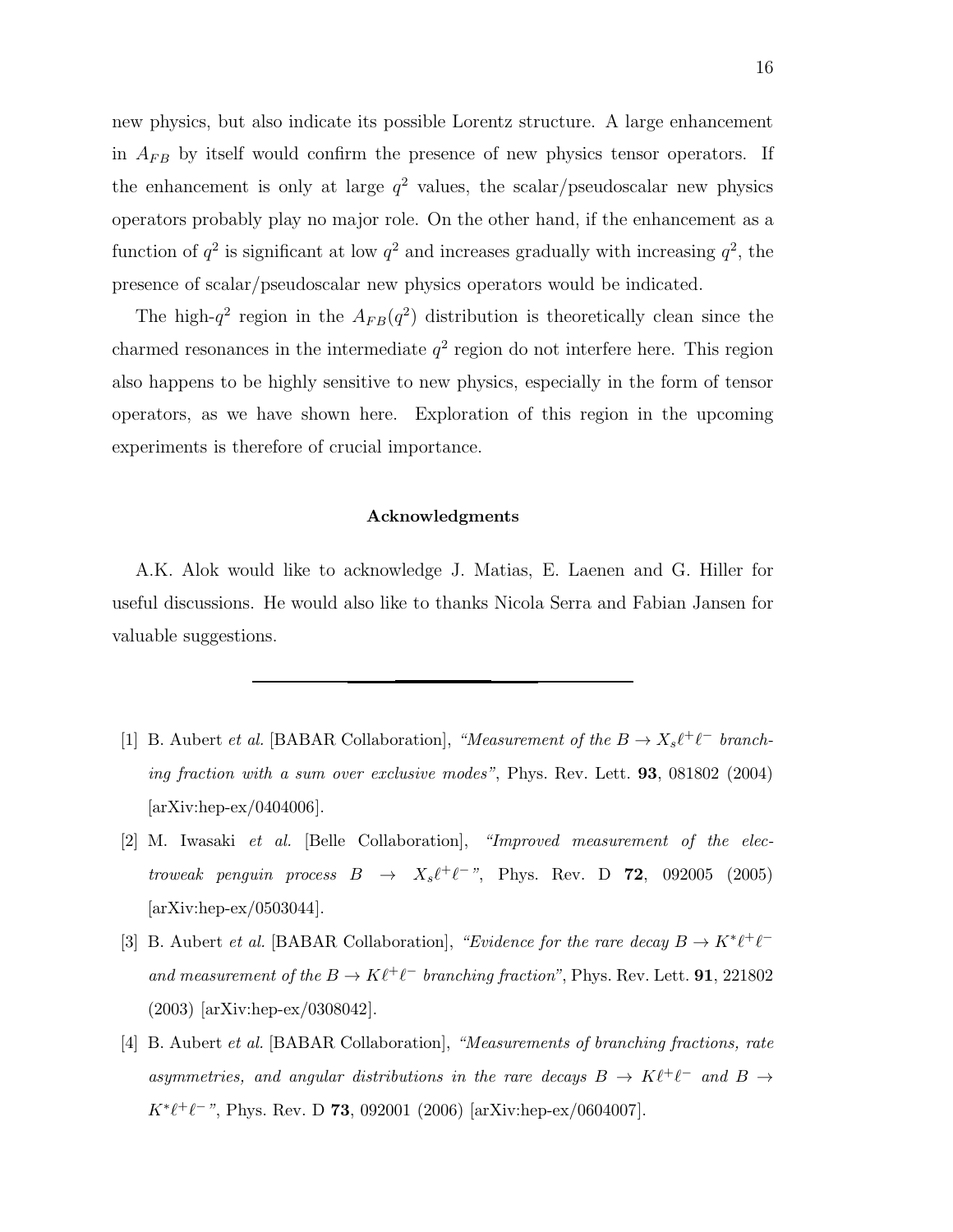new physics, but also indicate its possible Lorentz structure. A large enhancement in $A_{FB}$ by itself would confirm the presence of new physics tensor operators. If the enhancement is only at large $q^2$ values, the scalar/pseudoscalar new physics operators probably play no major role. On the other hand, if the enhancement as a function of $q^2$ is significant at low $q^2$ and increases gradually with increasing $q^2$, the presence of scalar/pseudoscalar new physics operators would be indicated.

The high-$q^2$ region in the $A_{FB}(q^2)$ distribution is theoretically clean since the charmed resonances in the intermediate $q^2$ region do not interfere here. This region also happens to be highly sensitive to new physics, especially in the form of tensor operators, as we have shown here. Exploration of this region in the upcoming experiments is therefore of crucial importance.

### Acknowledgments

A.K. Alok would like to acknowledge J. Matias, E. Laenen and G. Hiller for useful discussions. He would also like to thanks Nicola Serra and Fabian Jansen for valuable suggestions.

---

[1] B. Aubert *et al.* [BABAR Collaboration], *"Measurement of the $B \to X_s \ell^+ \ell^-$ branching fraction with a sum over exclusive modes"*, Phys. Rev. Lett. **93**, 081802 (2004) [arXiv:hep-ex/0404006].

[2] M. Iwasaki *et al.* [Belle Collaboration], *"Improved measurement of the electroweak penguin process $B \to X_s \ell^+ \ell^-$"*, Phys. Rev. D **72**, 092005 (2005) [arXiv:hep-ex/0503044].

[3] B. Aubert *et al.* [BABAR Collaboration], *"Evidence for the rare decay $B \to K^* \ell^+ \ell^-$ and measurement of the $B \to K \ell^+ \ell^-$ branching fraction"*, Phys. Rev. Lett. **91**, 221802 (2003) [arXiv:hep-ex/0308042].

[4] B. Aubert *et al.* [BABAR Collaboration], *"Measurements of branching fractions, rate asymmetries, and angular distributions in the rare decays $B \to K \ell^+ \ell^-$ and $B \to K^* \ell^+ \ell^-$"*, Phys. Rev. D **73**, 092001 (2006) [arXiv:hep-ex/0604007].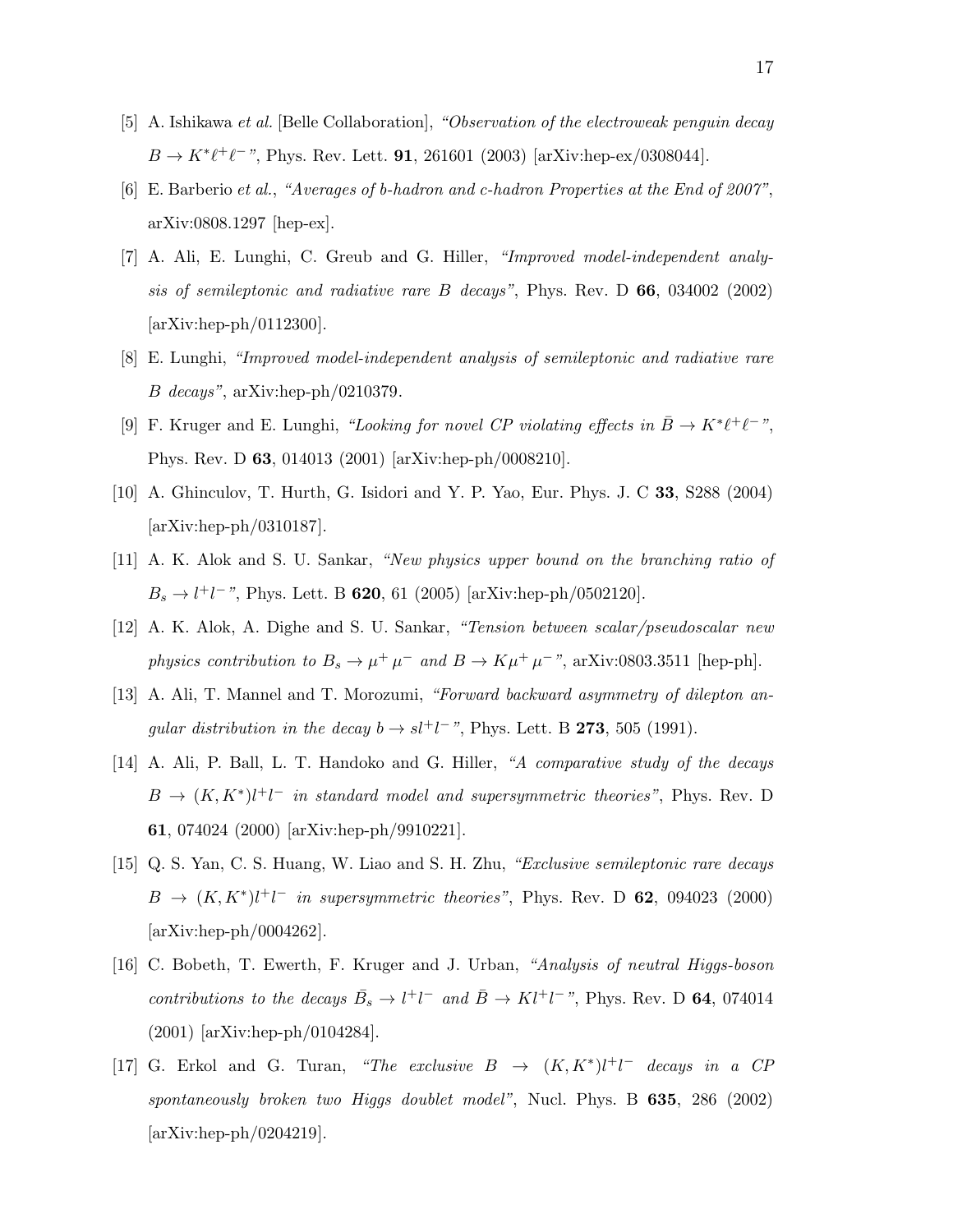[5] A. Ishikawa *et al.* [Belle Collaboration], *"Observation of the electroweak penguin decay $B \to K^* \ell^+ \ell^-$"*, Phys. Rev. Lett. **91**, 261601 (2003) [arXiv:hep-ex/0308044].

[6] E. Barberio *et al.*, *"Averages of b-hadron and c-hadron Properties at the End of 2007"*, arXiv:0808.1297 [hep-ex].

[7] A. Ali, E. Lunghi, C. Greub and G. Hiller, *"Improved model-independent analysis of semileptonic and radiative rare B decays"*, Phys. Rev. D **66**, 034002 (2002) [arXiv:hep-ph/0112300].

[8] E. Lunghi, *"Improved model-independent analysis of semileptonic and radiative rare B decays"*, arXiv:hep-ph/0210379.

[9] F. Kruger and E. Lunghi, *"Looking for novel CP violating effects in $\bar{B} \to K^* \ell^+ \ell^-$"*, Phys. Rev. D **63**, 014013 (2001) [arXiv:hep-ph/0008210].

[10] A. Ghinculov, T. Hurth, G. Isidori and Y. P. Yao, Eur. Phys. J. C **33**, S288 (2004) [arXiv:hep-ph/0310187].

[11] A. K. Alok and S. U. Sankar, *"New physics upper bound on the branching ratio of $B_s \to l^+ l^-$"*, Phys. Lett. B **620**, 61 (2005) [arXiv:hep-ph/0502120].

[12] A. K. Alok, A. Dighe and S. U. Sankar, *"Tension between scalar/pseudoscalar new physics contribution to $B_s \to \mu^+ \mu^-$ and $B \to K \mu^+ \mu^-$"*, arXiv:0803.3511 [hep-ph].

[13] A. Ali, T. Mannel and T. Morozumi, *"Forward backward asymmetry of dilepton angular distribution in the decay $b \to s l^+ l^-$"*, Phys. Lett. B **273**, 505 (1991).

[14] A. Ali, P. Ball, L. T. Handoko and G. Hiller, *"A comparative study of the decays $B \to (K, K^*) l^+ l^-$ in standard model and supersymmetric theories"*, Phys. Rev. D **61**, 074024 (2000) [arXiv:hep-ph/9910221].

[15] Q. S. Yan, C. S. Huang, W. Liao and S. H. Zhu, *"Exclusive semileptonic rare decays $B \to (K, K^*) l^+ l^-$ in supersymmetric theories"*, Phys. Rev. D **62**, 094023 (2000) [arXiv:hep-ph/0004262].

[16] C. Bobeth, T. Ewerth, F. Kruger and J. Urban, *"Analysis of neutral Higgs-boson contributions to the decays $\bar{B}_s \to l^+ l^-$ and $\bar{B} \to K l^+ l^-$"*, Phys. Rev. D **64**, 074014 (2001) [arXiv:hep-ph/0104284].

[17] G. Erkol and G. Turan, *"The exclusive $B \to (K, K^*) l^+ l^-$ decays in a CP spontaneously broken two Higgs doublet model"*, Nucl. Phys. B **635**, 286 (2002) [arXiv:hep-ph/0204219].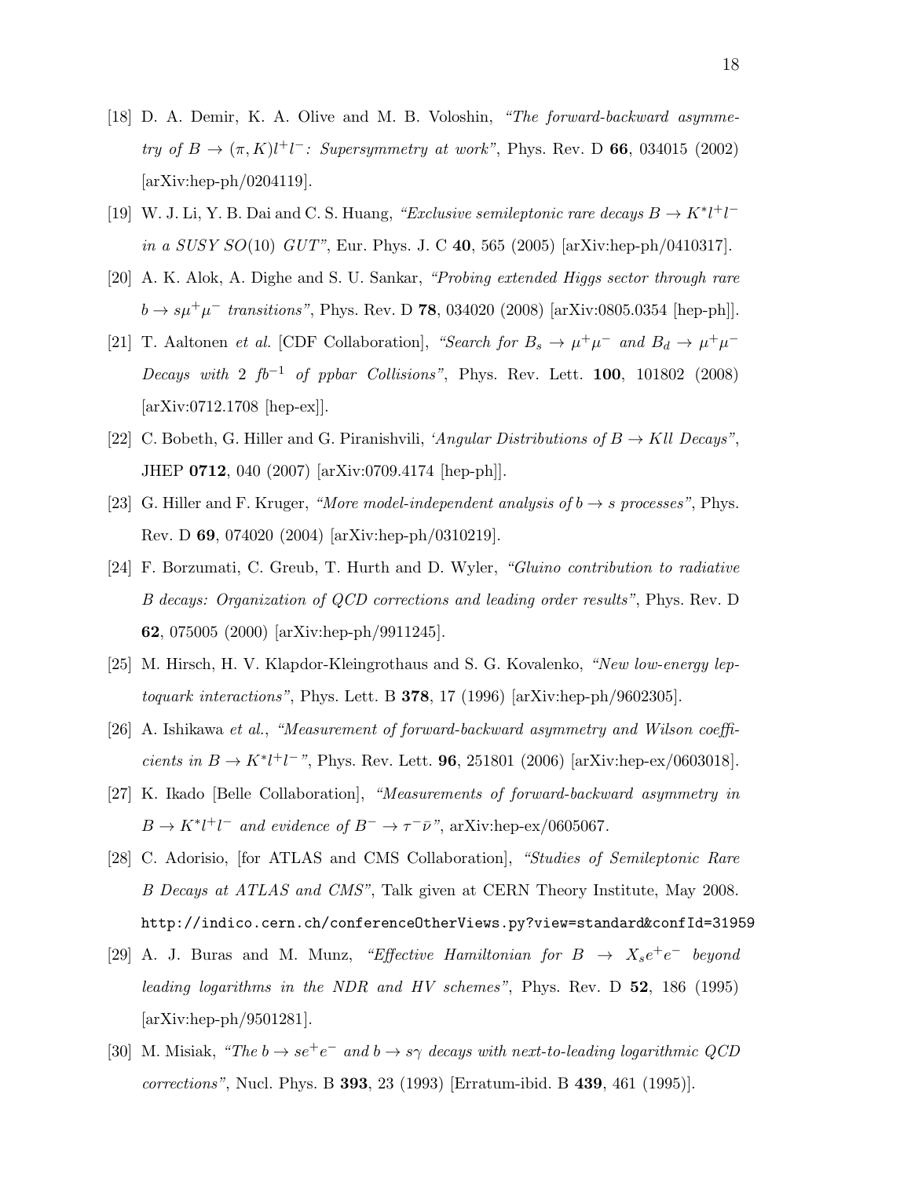[18] D. A. Demir, K. A. Olive and M. B. Voloshin, *"The forward-backward asymmetry of $B \to (\pi, K)l^+l^-$: Supersymmetry at work"*, Phys. Rev. D **66**, 034015 (2002) [arXiv:hep-ph/0204119].

[19] W. J. Li, Y. B. Dai and C. S. Huang, *"Exclusive semileptonic rare decays $B \to K^* l^+ l^-$ in a SUSY $SO(10)$ GUT"*, Eur. Phys. J. C **40**, 565 (2005) [arXiv:hep-ph/0410317].

[20] A. K. Alok, A. Dighe and S. U. Sankar, *"Probing extended Higgs sector through rare $b \to s\mu^+\mu^-$ transitions"*, Phys. Rev. D **78**, 034020 (2008) [arXiv:0805.0354 [hep-ph]].

[21] T. Aaltonen *et al.* [CDF Collaboration], *"Search for $B_s \to \mu^+\mu^-$ and $B_d \to \mu^+\mu^-$ Decays with 2 $fb^{-1}$ of ppbar Collisions"*, Phys. Rev. Lett. **100**, 101802 (2008) [arXiv:0712.1708 [hep-ex]].

[22] C. Bobeth, G. Hiller and G. Piranishvili, *'Angular Distributions of $B \to Kll$ Decays"*, JHEP **0712**, 040 (2007) [arXiv:0709.4174 [hep-ph]].

[23] G. Hiller and F. Kruger, *"More model-independent analysis of $b \to s$ processes"*, Phys. Rev. D **69**, 074020 (2004) [arXiv:hep-ph/0310219].

[24] F. Borzumati, C. Greub, T. Hurth and D. Wyler, *"Gluino contribution to radiative B decays: Organization of QCD corrections and leading order results"*, Phys. Rev. D **62**, 075005 (2000) [arXiv:hep-ph/9911245].

[25] M. Hirsch, H. V. Klapdor-Kleingrothaus and S. G. Kovalenko, *"New low-energy leptoquark interactions"*, Phys. Lett. B **378**, 17 (1996) [arXiv:hep-ph/9602305].

[26] A. Ishikawa *et al.*, *"Measurement of forward-backward asymmetry and Wilson coefficients in $B \to K^* l^+ l^-$"*, Phys. Rev. Lett. **96**, 251801 (2006) [arXiv:hep-ex/0603018].

[27] K. Ikado [Belle Collaboration], *"Measurements of forward-backward asymmetry in $B \to K^* l^+ l^-$ and evidence of $B^- \to \tau^- \bar{\nu}$"*, arXiv:hep-ex/0605067.

[28] C. Adorisio, [for ATLAS and CMS Collaboration], *"Studies of Semileptonic Rare B Decays at ATLAS and CMS"*, Talk given at CERN Theory Institute, May 2008. `http://indico.cern.ch/conferenceOtherViews.py?view=standard&confId=31959`

[29] A. J. Buras and M. Munz, *"Effective Hamiltonian for $B \to X_s e^+ e^-$ beyond leading logarithms in the NDR and HV schemes"*, Phys. Rev. D **52**, 186 (1995) [arXiv:hep-ph/9501281].

[30] M. Misiak, *"The $b \to s e^+ e^-$ and $b \to s\gamma$ decays with next-to-leading logarithmic QCD corrections"*, Nucl. Phys. B **393**, 23 (1993) [Erratum-ibid. B **439**, 461 (1995)].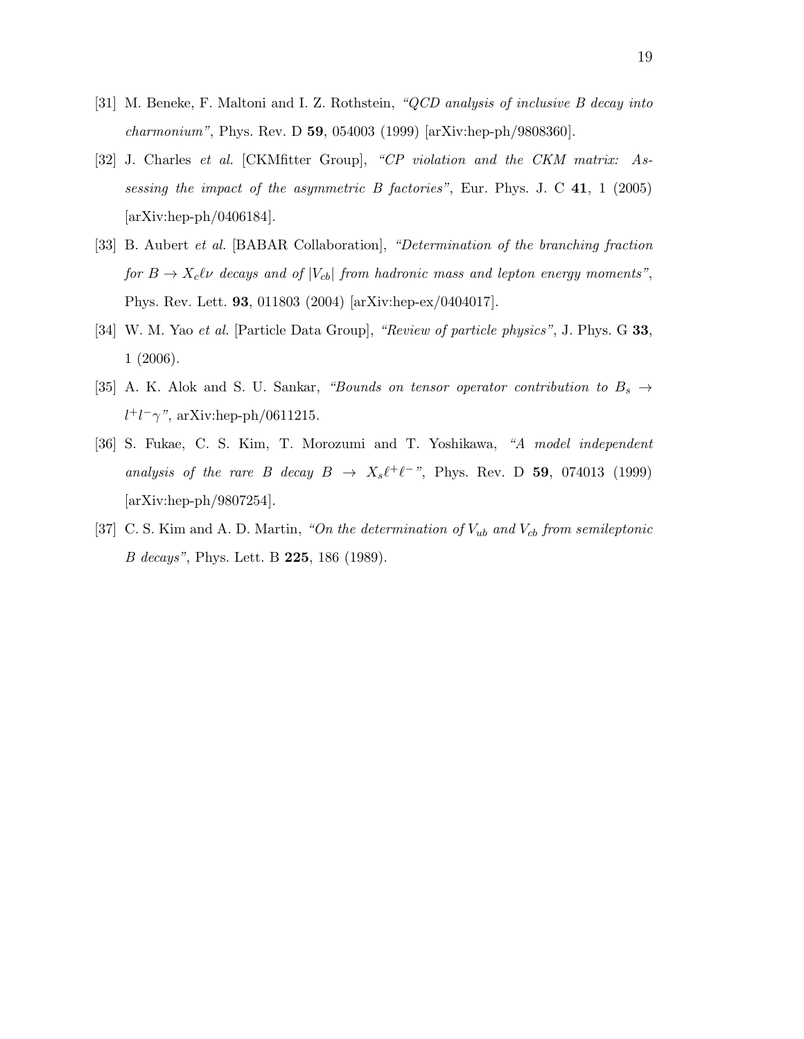[31] M. Beneke, F. Maltoni and I. Z. Rothstein, *"QCD analysis of inclusive B decay into charmonium"*, Phys. Rev. D **59**, 054003 (1999) [arXiv:hep-ph/9808360].

[32] J. Charles *et al.* [CKMfitter Group], *"CP violation and the CKM matrix: Assessing the impact of the asymmetric B factories"*, Eur. Phys. J. C **41**, 1 (2005) [arXiv:hep-ph/0406184].

[33] B. Aubert *et al.* [BABAR Collaboration], *"Determination of the branching fraction for $B \to X_c \ell \nu$ decays and of $|V_{cb}|$ from hadronic mass and lepton energy moments"*, Phys. Rev. Lett. **93**, 011803 (2004) [arXiv:hep-ex/0404017].

[34] W. M. Yao *et al.* [Particle Data Group], *"Review of particle physics"*, J. Phys. G **33**, 1 (2006).

[35] A. K. Alok and S. U. Sankar, *"Bounds on tensor operator contribution to $B_s \to l^+ l^- \gamma$"*, arXiv:hep-ph/0611215.

[36] S. Fukae, C. S. Kim, T. Morozumi and T. Yoshikawa, *"A model independent analysis of the rare B decay $B \to X_s \ell^+ \ell^-$"*, Phys. Rev. D **59**, 074013 (1999) [arXiv:hep-ph/9807254].

[37] C. S. Kim and A. D. Martin, *"On the determination of $V_{ub}$ and $V_{cb}$ from semileptonic B decays"*, Phys. Lett. B **225**, 186 (1989).